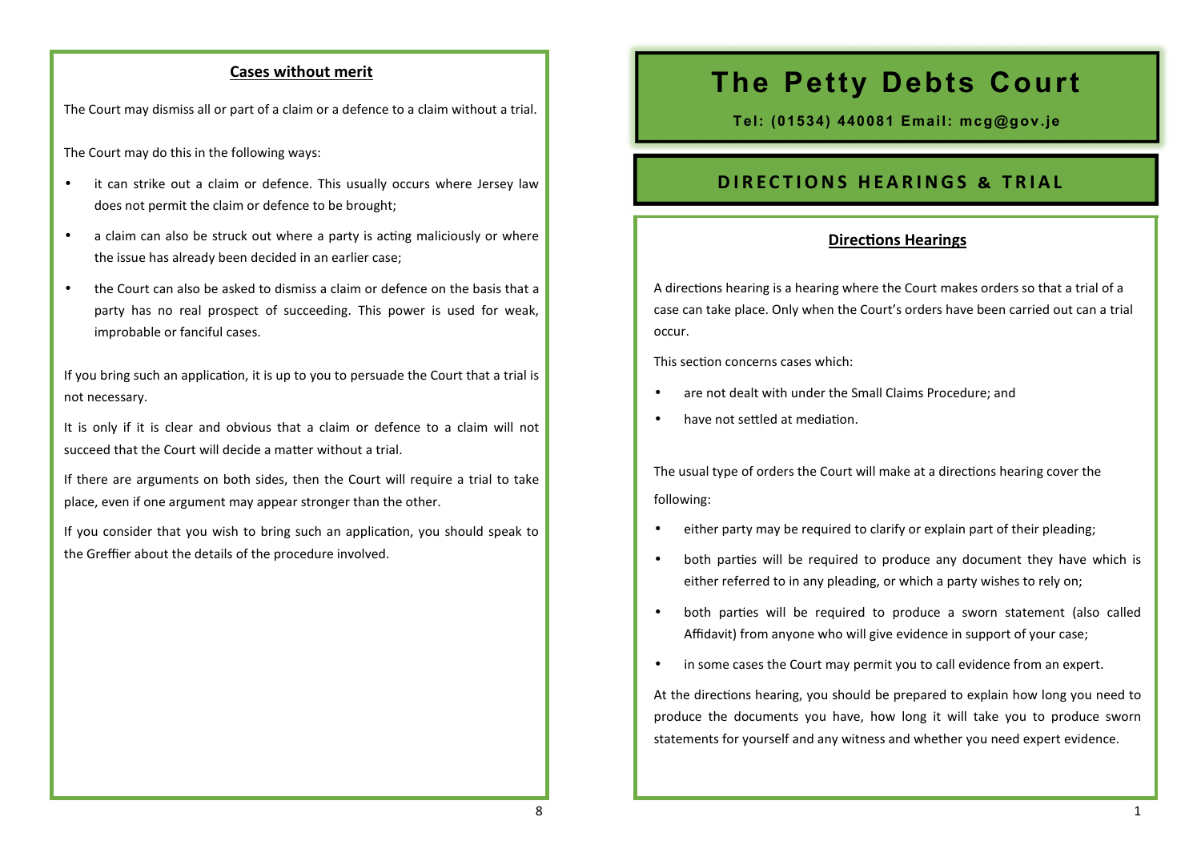## Cases without merit

The Court may dismiss all or part of a claim or a defence to a claim without a trial.

The Court may do this in the following ways:

- it can strike out a claim or defence. This usually occurs where Jersey law does not permit the claim or defence to be brought;
- a claim can also be struck out where a party is acting maliciously or where the issue has already been decided in an earlier case;
- the Court can also be asked to dismiss a claim or defence on the basis that a party has no real prospect of succeeding. This power is used for weak, improbable or fanciful cases.

If you bring such an application, it is up to you to persuade the Court that a trial is not necessary.

It is only if it is clear and obvious that a claim or defence to a claim will not succeed that the Court will decide a matter without a trial.

If there are arguments on both sides, then the Court will require a trial to take place, even if one argument may appear stronger than the other.

If you consider that you wish to bring such an application, you should speak to the Greffier about the details of the procedure involved.

# The Petty Debts Court

**Tel: (01534) 440081 Email: mcg@gov.je**

# DIRECTIONS HEARINGS & TRIAL

## Directions Hearings

A directions hearing is a hearing where the Court makes orders so that a trial of a case can take place. Only when the Court's orders have been carried out can a trial occur.

This section concerns cases which:

- are not dealt with under the Small Claims Procedure; and
- have not settled at mediation.

The usual type of orders the Court will make at a directions hearing cover the following:

- either party may be required to clarify or explain part of their pleading;
- both parties will be required to produce any document they have which is either referred to in any pleading, or which a party wishes to rely on;
- both parties will be required to produce a sworn statement (also called Affidavit) from anyone who will give evidence in support of your case;
- in some cases the Court may permit you to call evidence from an expert.

At the directions hearing, you should be prepared to explain how long you need to produce the documents you have, how long it will take you to produce sworn statements for yourself and any witness and whether you need expert evidence.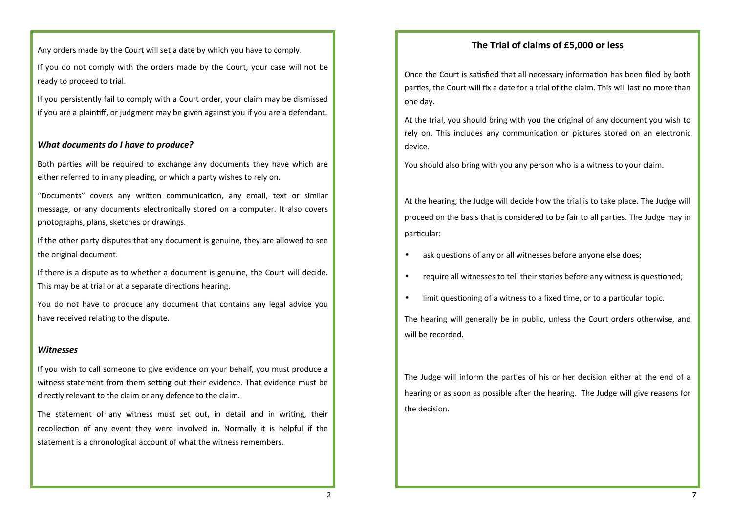Any orders made by the Court will set a date by which you have to comply.

If you do not comply with the orders made by the Court, your case will not be ready to proceed to trial.

If you persistently fail to comply with a Court order, your claim may be dismissed if you are a plaintiff, or judgment may be given against you if you are a defendant.

### *What documents do I have to produce?*

Both parties will be required to exchange any documents they have which are either referred to in any pleading, or which a party wishes to rely on.

"Documents" covers any written communication, any email, text or similar message, or any documents electronically stored on a computer. It also covers photographs, plans, sketches or drawings.

If the other party disputes that any document is genuine, they are allowed to see the original document.

If there is a dispute as to whether a document is genuine, the Court will decide. This may be at trial or at a separate directions hearing.

You do not have to produce any document that contains any legal advice you have received relating to the dispute.

### *Witnesses*

If you wish to call someone to give evidence on your behalf, you must produce a witness statement from them setting out their evidence. That evidence must be directly relevant to the claim or any defence to the claim.

The statement of any witness must set out, in detail and in writing, their recollection of any event they were involved in. Normally it is helpful if the statement is a chronological account of what the witness remembers.

## The Trial of claims of £5,000 or less

Once the Court is satisfied that all necessary information has been filed by both parties, the Court will fix a date for a trial of the claim. This will last no more than one day.

At the trial, you should bring with you the original of any document you wish to rely on. This includes any communication or pictures stored on an electronic device.

You should also bring with you any person who is a witness to your claim.

At the hearing, the Judge will decide how the trial is to take place. The Judge will proceed on the basis that is considered to be fair to all parties. The Judge may in particular:

- ask questions of any or all witnesses before anyone else does;
- require all witnesses to tell their stories before any witness is questioned;
- limit questioning of a witness to a fixed time, or to a particular topic.

The hearing will generally be in public, unless the Court orders otherwise, and will be recorded.

The Judge will inform the parties of his or her decision either at the end of a hearing or as soon as possible after the hearing. The Judge will give reasons for the decision.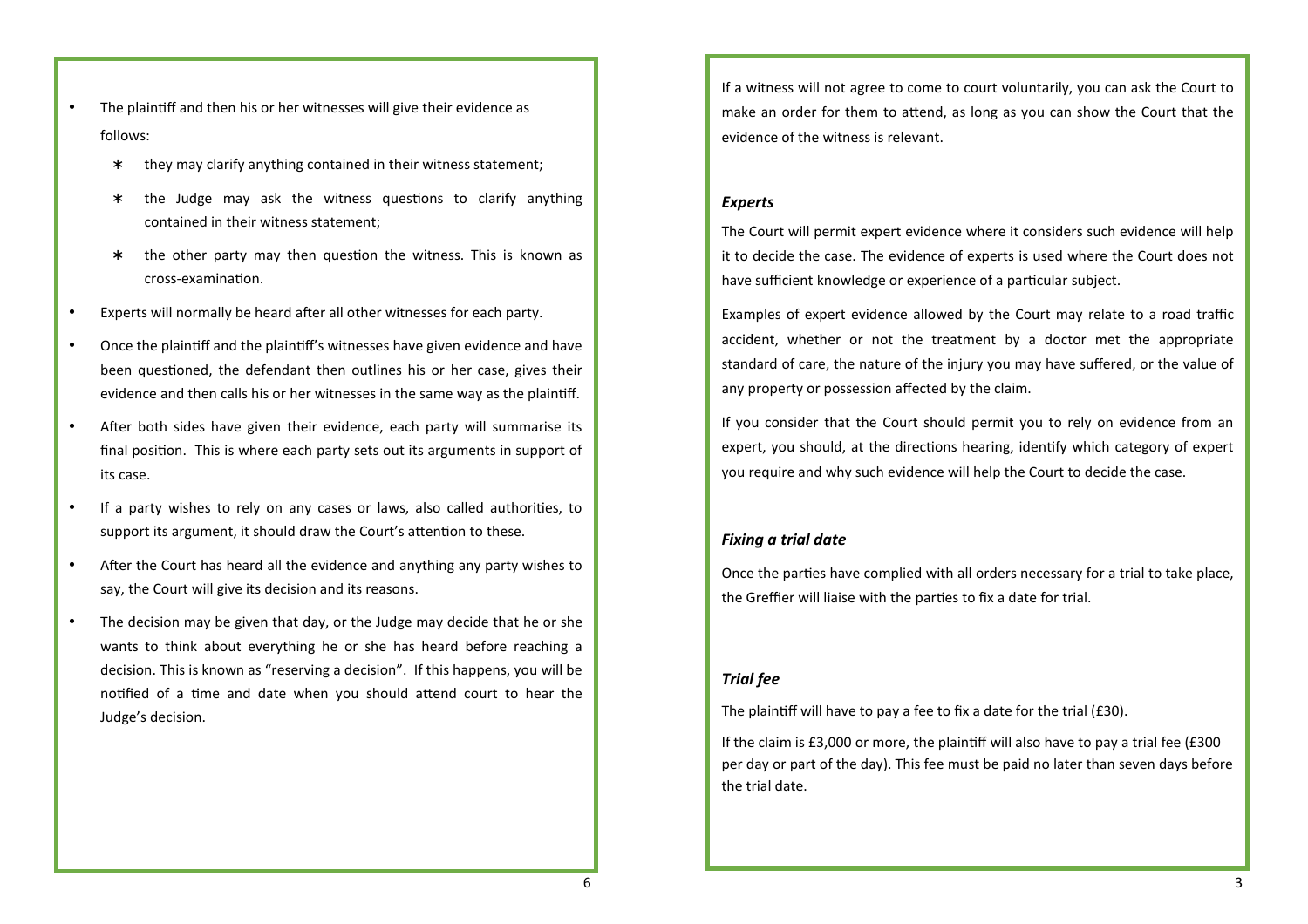- The plaintiff and then his or her witnesses will give their evidence as follows:
  - they may clarify anything contained in their witness statement;
  - the Judge may ask the witness questions to clarify anything contained in their witness statement;
  - the other party may then question the witness. This is known as cross-examination.
- Experts will normally be heard after all other witnesses for each party.
- Once the plaintiff and the plaintiff's witnesses have given evidence and have been questioned, the defendant then outlines his or her case, gives their evidence and then calls his or her witnesses in the same way as the plaintiff.
- After both sides have given their evidence, each party will summarise its final position. This is where each party sets out its arguments in support of its case.
- If a party wishes to rely on any cases or laws, also called authorities, to support its argument, it should draw the Court's attention to these.
- After the Court has heard all the evidence and anything any party wishes to say, the Court will give its decision and its reasons.
- The decision may be given that day, or the Judge may decide that he or she wants to think about everything he or she has heard before reaching a decision. This is known as "reserving a decision". If this happens, you will be notified of a time and date when you should attend court to hear the Judge's decision.

If a witness will not agree to come to court voluntarily, you can ask the Court to make an order for them to attend, as long as you can show the Court that the evidence of the witness is relevant.

***Experts***

The Court will permit expert evidence where it considers such evidence will help it to decide the case. The evidence of experts is used where the Court does not have sufficient knowledge or experience of a particular subject.

Examples of expert evidence allowed by the Court may relate to a road traffic accident, whether or not the treatment by a doctor met the appropriate standard of care, the nature of the injury you may have suffered, or the value of any property or possession affected by the claim.

If you consider that the Court should permit you to rely on evidence from an expert, you should, at the directions hearing, identify which category of expert you require and why such evidence will help the Court to decide the case.

***Fixing a trial date***

Once the parties have complied with all orders necessary for a trial to take place, the Greffier will liaise with the parties to fix a date for trial.

***Trial fee***

The plaintiff will have to pay a fee to fix a date for the trial (£30).

If the claim is £3,000 or more, the plaintiff will also have to pay a trial fee (£300 per day or part of the day). This fee must be paid no later than seven days before the trial date.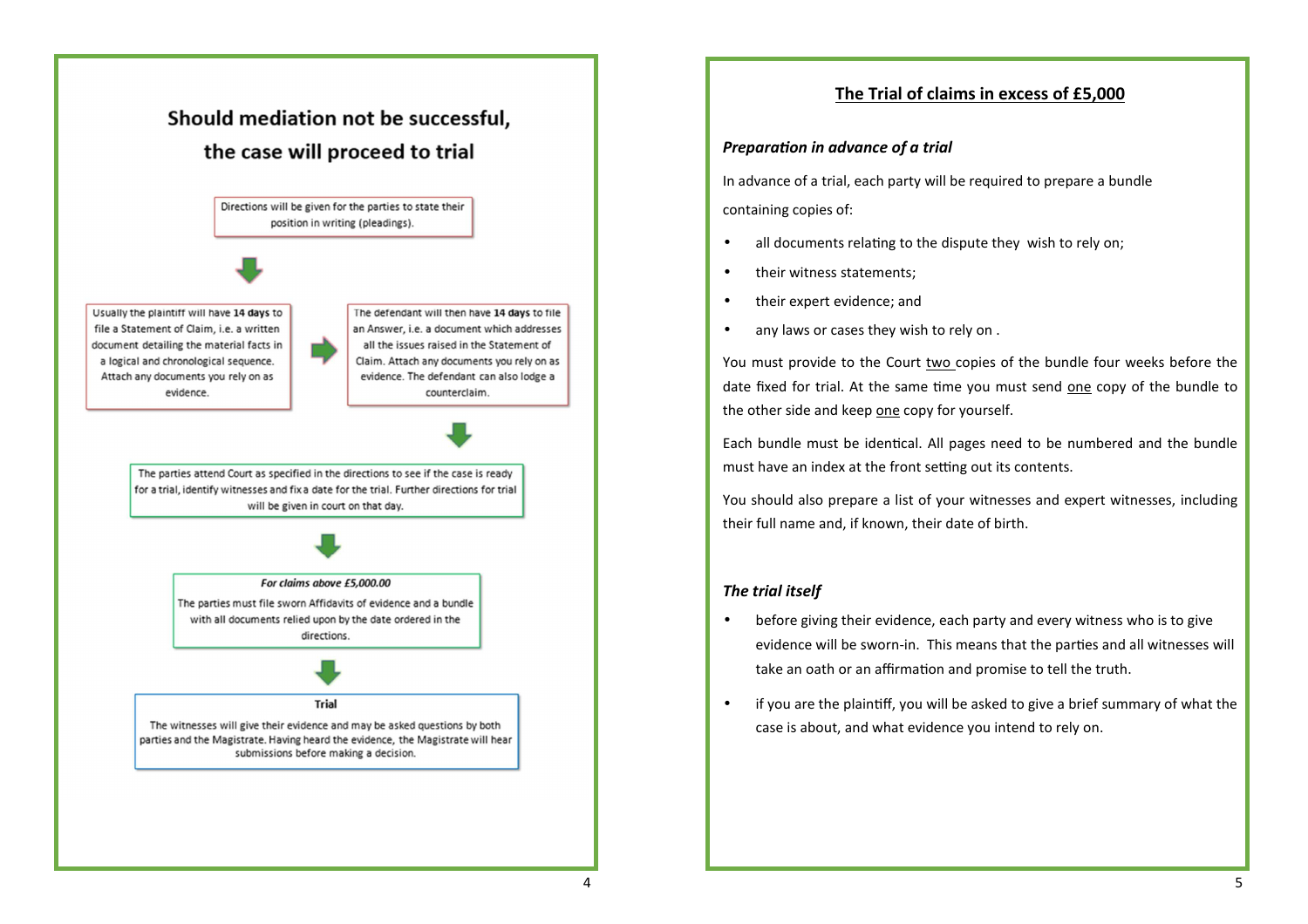## Should mediation not be successful, the case will proceed to trial

Directions will be given for the parties to state their position in writing (pleadings).

Usually the plaintiff will have **14 days** to file a Statement of Claim, i.e. a written document detailing the material facts in a logical and chronological sequence. Attach any documents you rely on as evidence.

The defendant will then have **14 days** to file an Answer, i.e. a document which addresses all the issues raised in the Statement of Claim. Attach any documents you rely on as evidence. The defendant can also lodge a counterclaim.

The parties attend Court as specified in the directions to see if the case is ready for a trial, identify witnesses and fix a date for the trial. Further directions for trial will be given in court on that day.

***For claims above £5,000.00***

The parties must file sworn Affidavits of evidence and a bundle with all documents relied upon by the date ordered in the directions.

**Trial**

The witnesses will give their evidence and may be asked questions by both parties and the Magistrate. Having heard the evidence, the Magistrate will hear submissions before making a decision.

## The Trial of claims in excess of £5,000

### *Preparation in advance of a trial*

In advance of a trial, each party will be required to prepare a bundle containing copies of:

- all documents relating to the dispute they wish to rely on;
- their witness statements;
- their expert evidence; and
- any laws or cases they wish to rely on .

You must provide to the Court two copies of the bundle four weeks before the date fixed for trial. At the same time you must send one copy of the bundle to the other side and keep one copy for yourself.

Each bundle must be identical. All pages need to be numbered and the bundle must have an index at the front setting out its contents.

You should also prepare a list of your witnesses and expert witnesses, including their full name and, if known, their date of birth.

### *The trial itself*

- before giving their evidence, each party and every witness who is to give evidence will be sworn-in. This means that the parties and all witnesses will take an oath or an affirmation and promise to tell the truth.
- if you are the plaintiff, you will be asked to give a brief summary of what the case is about, and what evidence you intend to rely on.